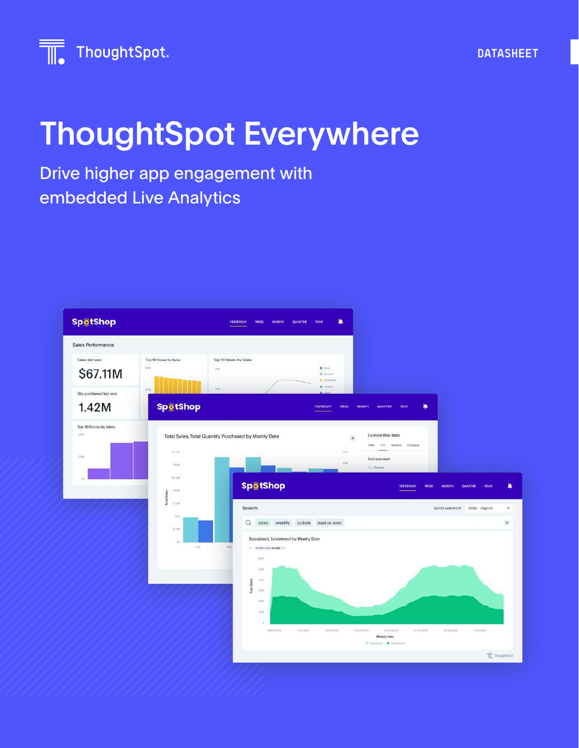ThoughtSpot

DATASHEET

# ThoughtSpot Everywhere

Drive higher app engagement with embedded Live Analytics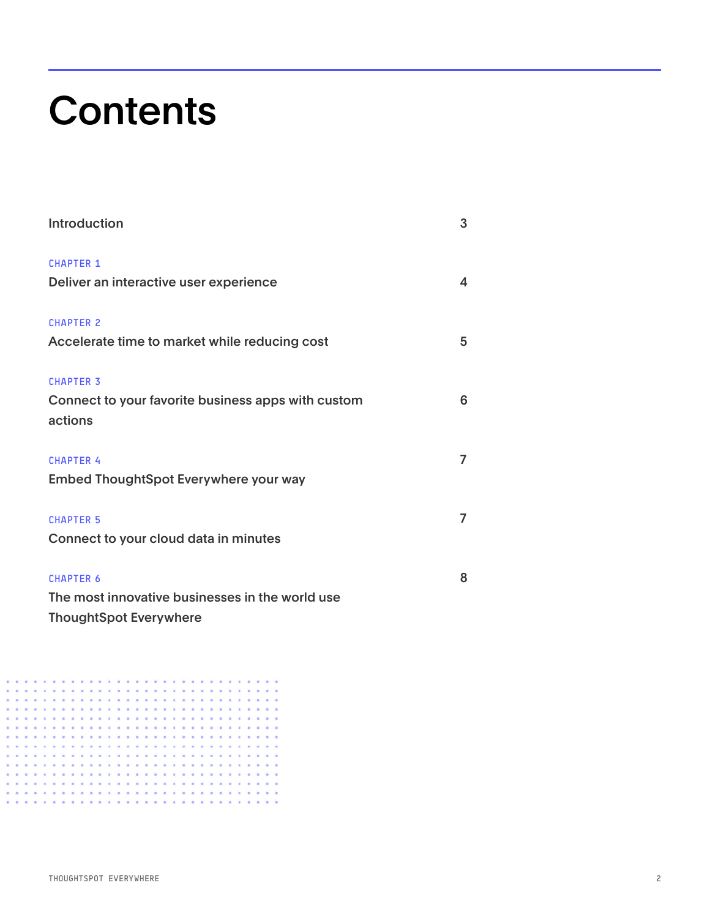# Contents

| | |
|---|---|
| Introduction | 3 |
| CHAPTER 1<br>Deliver an interactive user experience | 4 |
| CHAPTER 2<br>Accelerate time to market while reducing cost | 5 |
| CHAPTER 3<br>Connect to your favorite business apps with custom actions | 6 |
| CHAPTER 4<br>Embed ThoughtSpot Everywhere your way | 7 |
| CHAPTER 5<br>Connect to your cloud data in minutes | 7 |
| CHAPTER 6<br>The most innovative businesses in the world use ThoughtSpot Everywhere | 8 |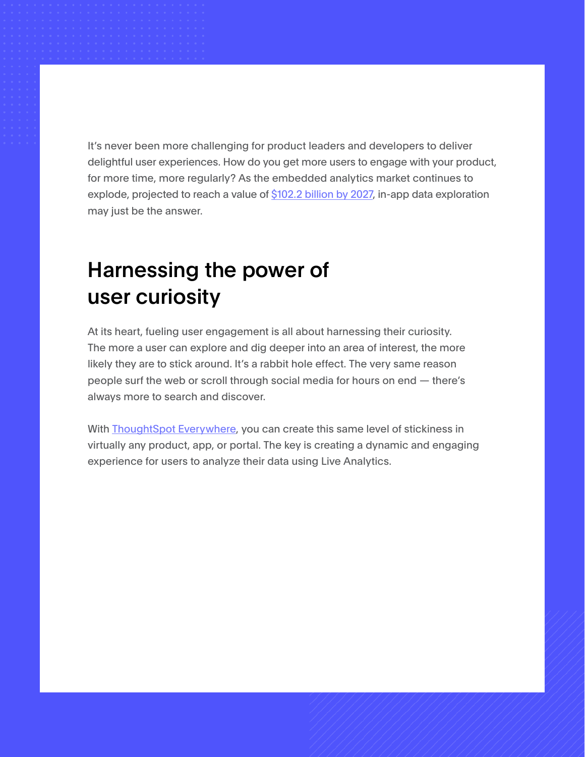It's never been more challenging for product leaders and developers to deliver delightful user experiences. How do you get more users to engage with your product, for more time, more regularly? As the embedded analytics market continues to explode, projected to reach a value of [$102.2 billion by 2027](), in-app data exploration may just be the answer.

## Harnessing the power of user curiosity

At its heart, fueling user engagement is all about harnessing their curiosity. The more a user can explore and dig deeper into an area of interest, the more likely they are to stick around. It's a rabbit hole effect. The very same reason people surf the web or scroll through social media for hours on end — there's always more to search and discover.

With [ThoughtSpot Everywhere](), you can create this same level of stickiness in virtually any product, app, or portal. The key is creating a dynamic and engaging experience for users to analyze their data using Live Analytics.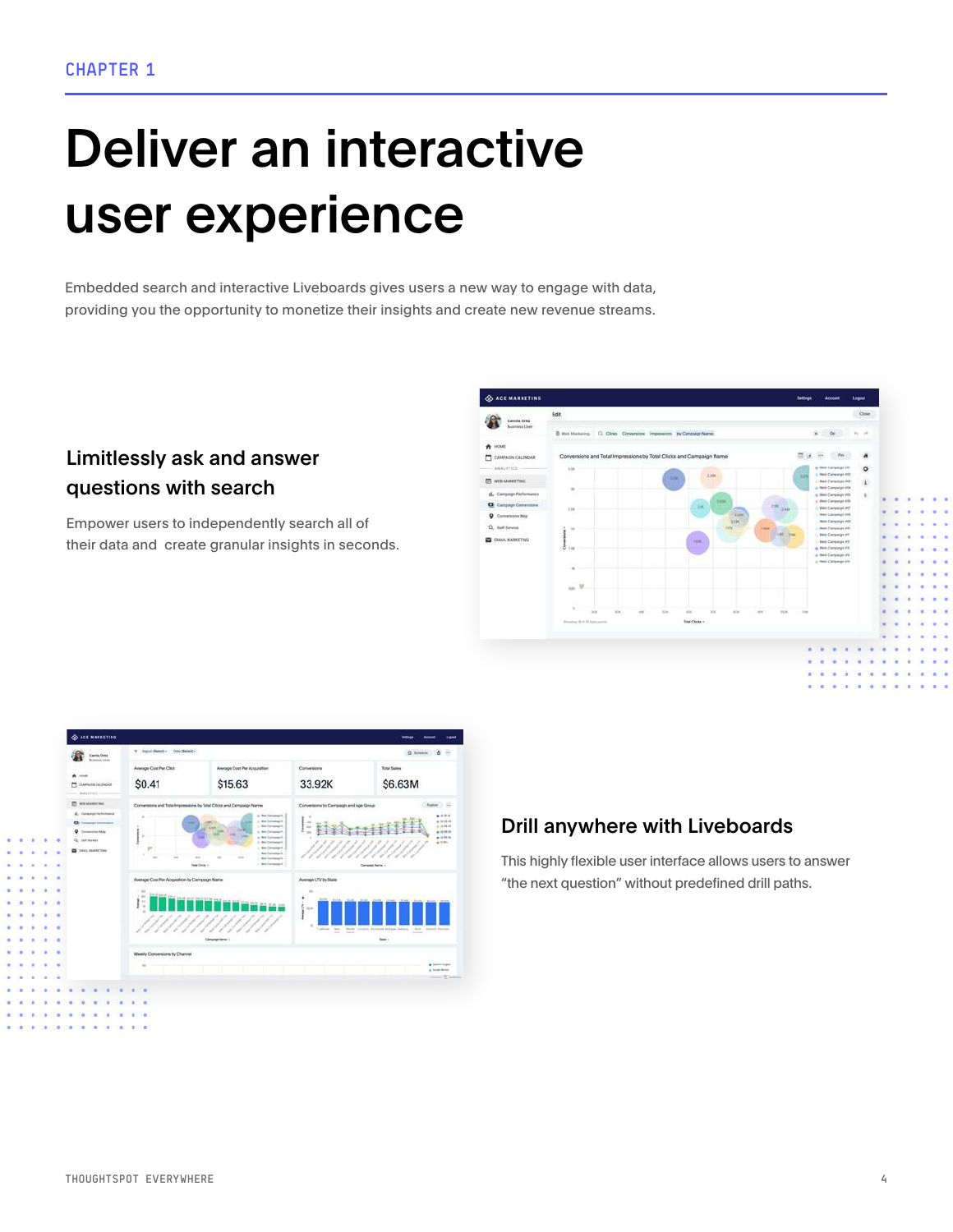CHAPTER 1

# Deliver an interactive user experience

Embedded search and interactive Liveboards gives users a new way to engage with data, providing you the opportunity to monetize their insights and create new revenue streams.

## Limitlessly ask and answer questions with search

Empower users to independently search all of their data and  create granular insights in seconds.

## Drill anywhere with Liveboards

This highly flexible user interface allows users to answer "the next question" without predefined drill paths.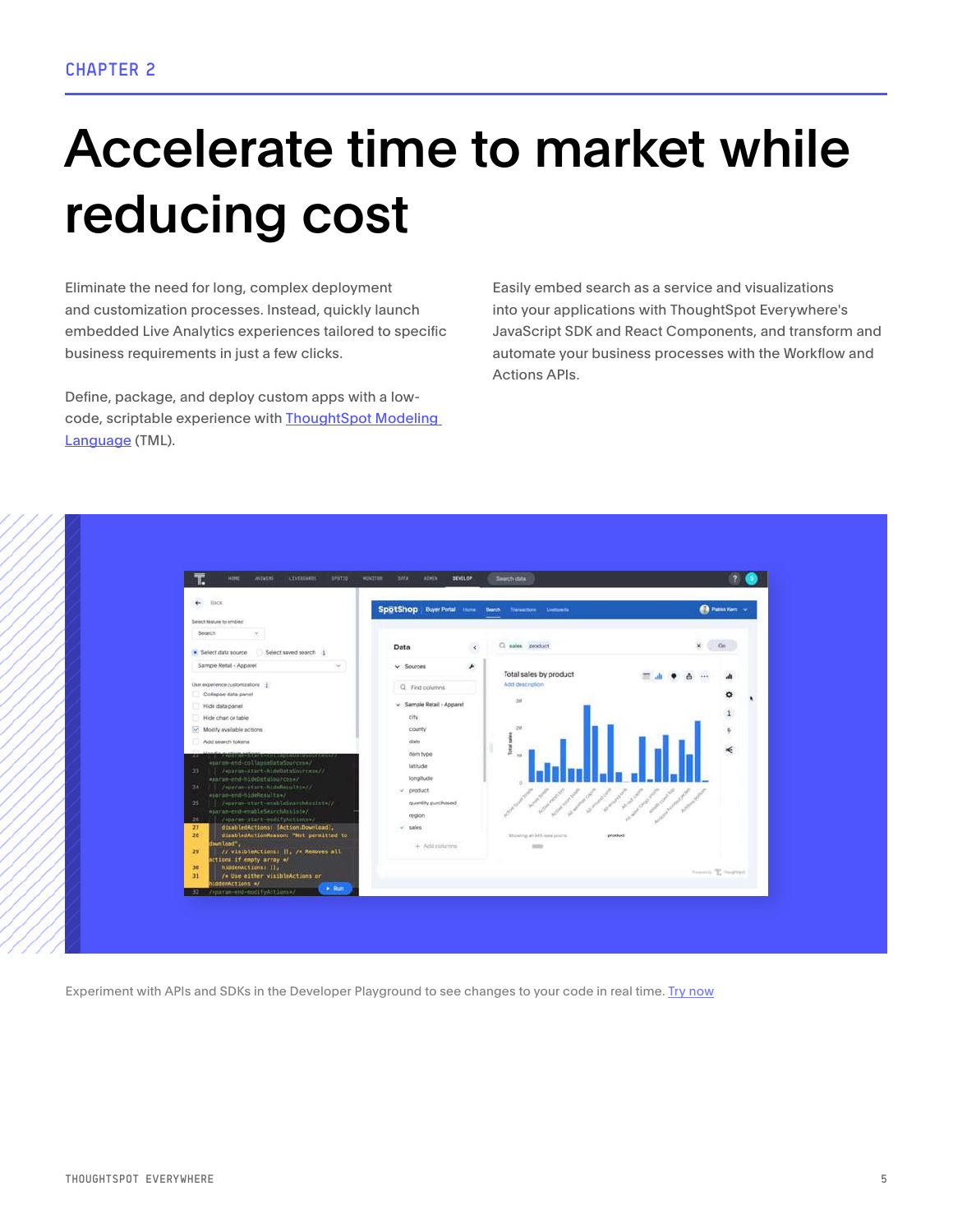CHAPTER 2

# Accelerate time to market while reducing cost

Eliminate the need for long, complex deployment and customization processes. Instead, quickly launch embedded Live Analytics experiences tailored to specific business requirements in just a few clicks.

Define, package, and deploy custom apps with a low-code, scriptable experience with [ThoughtSpot Modeling Language]() (TML).

Easily embed search as a service and visualizations into your applications with ThoughtSpot Everywhere's JavaScript SDK and React Components, and transform and automate your business processes with the Workflow and Actions APIs.

Experiment with APIs and SDKs in the Developer Playground to see changes to your code in real time. [Try now]()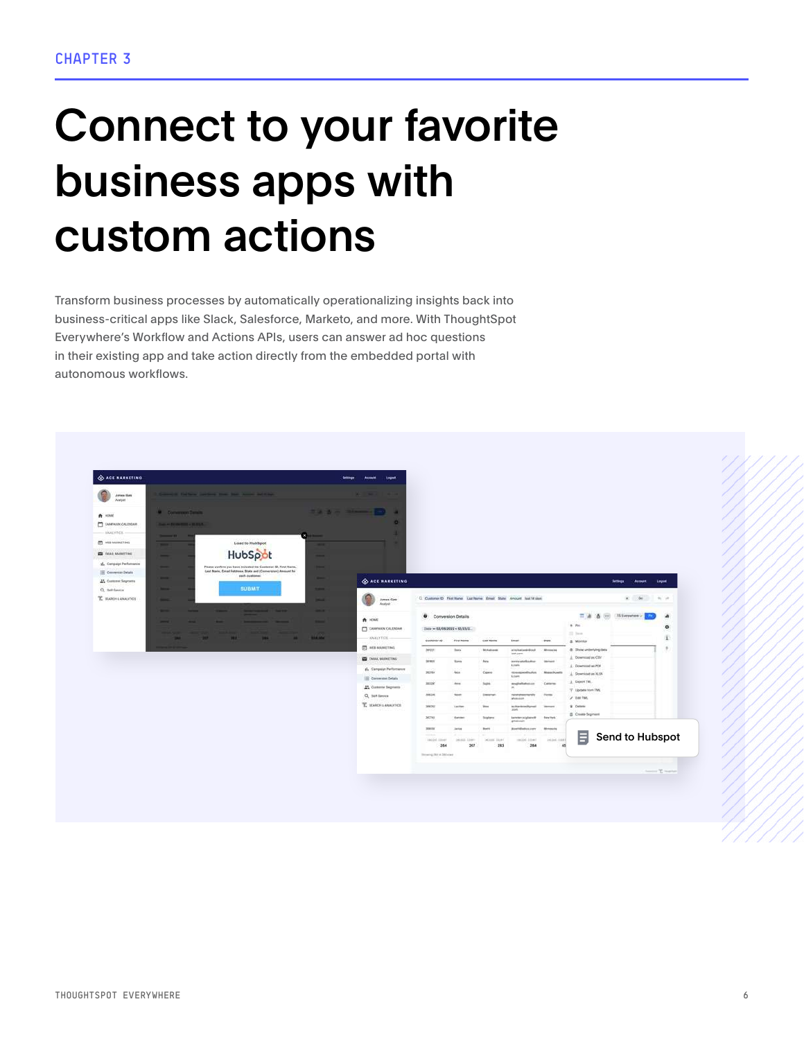CHAPTER 3

# Connect to your favorite business apps with custom actions

Transform business processes by automatically operationalizing insights back into business-critical apps like Slack, Salesforce, Marketo, and more. With ThoughtSpot Everywhere's Workflow and Actions APIs, users can answer ad hoc questions in their existing app and take action directly from the embedded portal with autonomous workflows.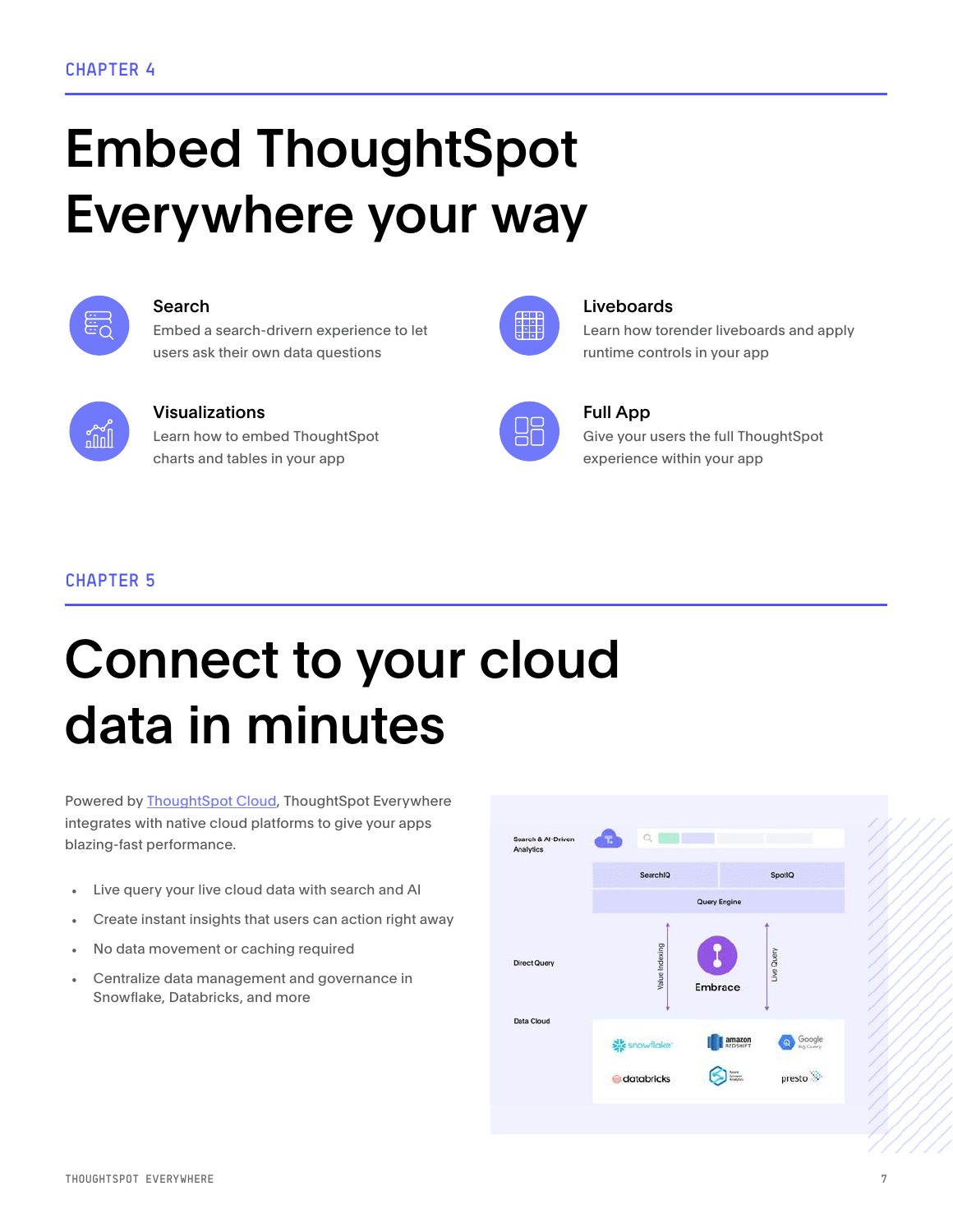CHAPTER 4

# Embed ThoughtSpot Everywhere your way

### Search

Embed a search-drivern experience to let users ask their own data questions

### Liveboards

Learn how torender liveboards and apply runtime controls in your app

### Visualizations

Learn how to embed ThoughtSpot charts and tables in your app

### Full App

Give your users the full ThoughtSpot experience within your app

CHAPTER 5

# Connect to your cloud data in minutes

Powered by [ThoughtSpot Cloud](), ThoughtSpot Everywhere integrates with native cloud platforms to give your apps blazing-fast performance.

- Live query your live cloud data with search and AI
- Create instant insights that users can action right away
- No data movement or caching required
- Centralize data management and governance in Snowflake, Databricks, and more

Search & AI-Driven Analytics

SearchIQ | SpotIQ

Query Engine

Direct Query

Value Indexing | Embrace | Live Query

Data Cloud

snowflake | amazon REDSHIFT | Google BigQuery | databricks | presto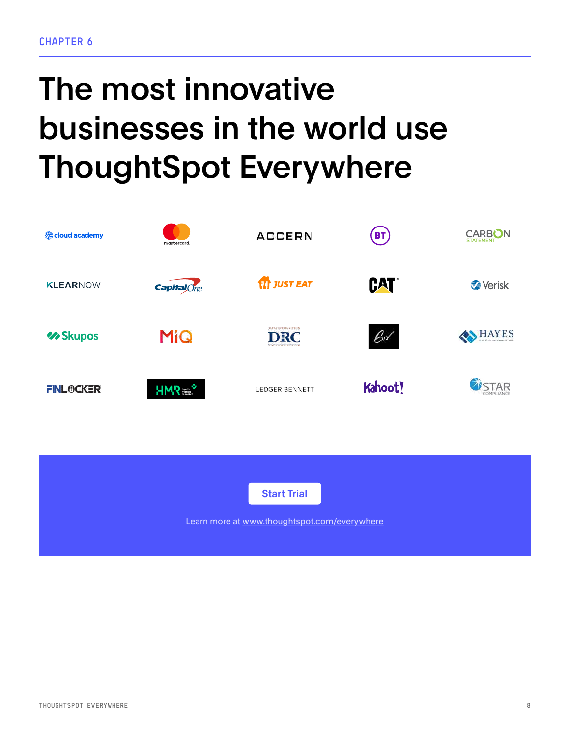CHAPTER 6

# The most innovative businesses in the world use ThoughtSpot Everywhere

cloud academy | mastercard | ACCERN | BT | CARBON STATEMENT

KLEARNOW | Capital One | JUST EAT | CAT | Verisk

Skupos | MiQ | DRC | Gix | HAYES

FINLOCKER | HMR | LEDGER BENNETT | Kahoot! | STAR COMPLIANCE

Start Trial

Learn more at www.thoughtspot.com/everywhere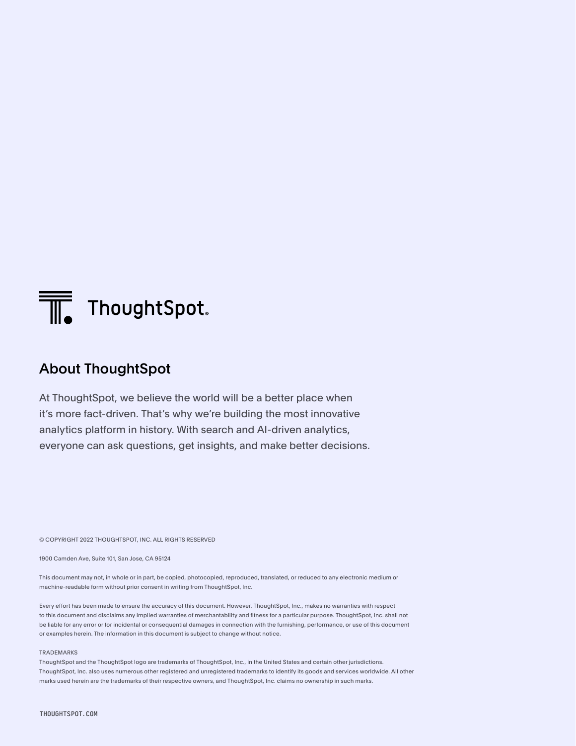ThoughtSpot®

## About ThoughtSpot

At ThoughtSpot, we believe the world will be a better place when it's more fact-driven. That's why we're building the most innovative analytics platform in history. With search and AI-driven analytics, everyone can ask questions, get insights, and make better decisions.

© COPYRIGHT 2022 THOUGHTSPOT, INC. ALL RIGHTS RESERVED

1900 Camden Ave, Suite 101, San Jose, CA 95124

This document may not, in whole or in part, be copied, photocopied, reproduced, translated, or reduced to any electronic medium or machine-readable form without prior consent in writing from ThoughtSpot, Inc.

Every effort has been made to ensure the accuracy of this document. However, ThoughtSpot, Inc., makes no warranties with respect to this document and disclaims any implied warranties of merchantability and fitness for a particular purpose. ThoughtSpot, Inc. shall not be liable for any error or for incidental or consequential damages in connection with the furnishing, performance, or use of this document or examples herein. The information in this document is subject to change without notice.

TRADEMARKS
ThoughtSpot and the ThoughtSpot logo are trademarks of ThoughtSpot, Inc., in the United States and certain other jurisdictions. ThoughtSpot, Inc. also uses numerous other registered and unregistered trademarks to identify its goods and services worldwide. All other marks used herein are the trademarks of their respective owners, and ThoughtSpot, Inc. claims no ownership in such marks.

THOUGHTSPOT.COM